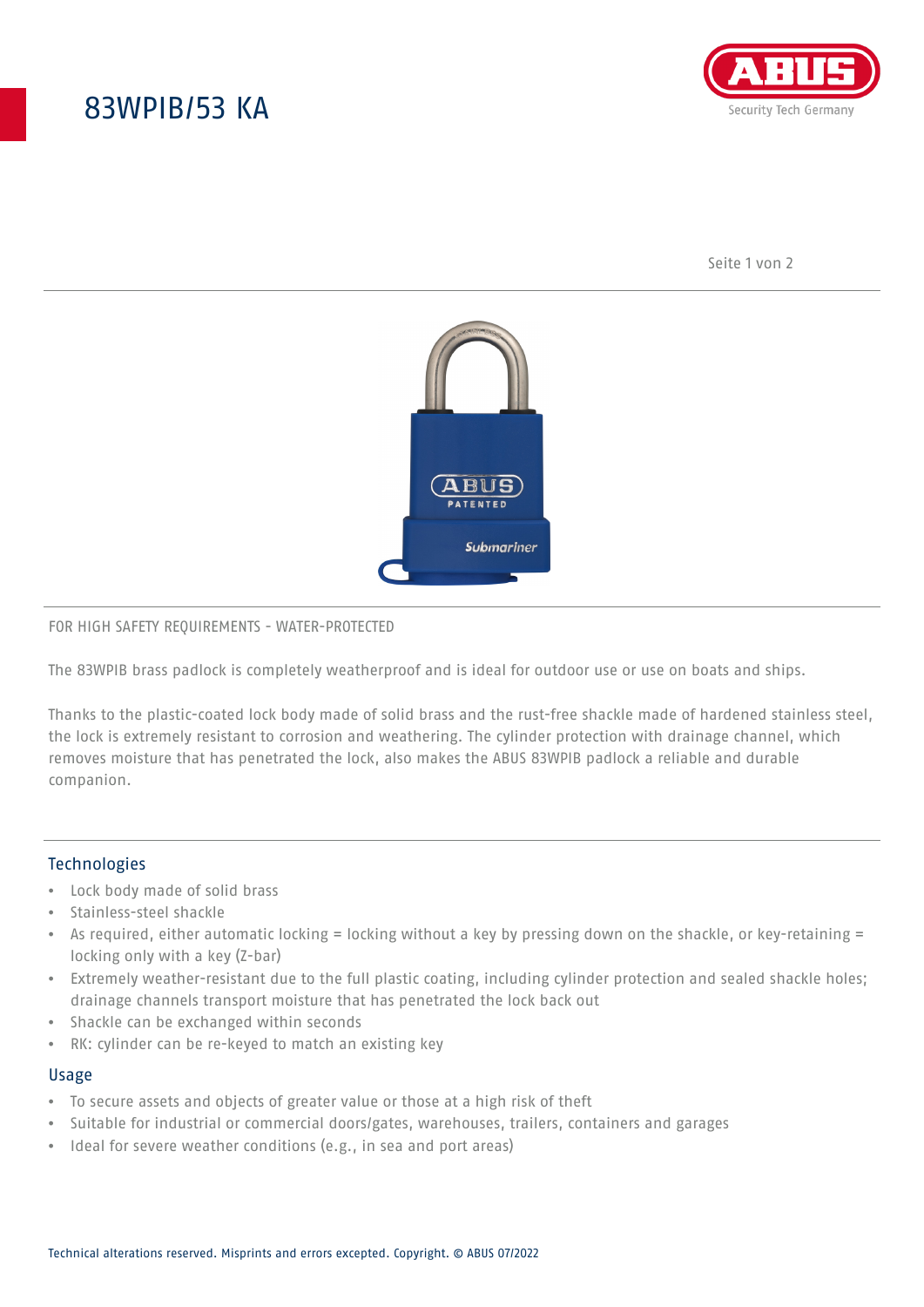# 83WPIB/53 KA

FOR HIGH SAFETY REQUIREMENTS - WATER-PROTECTED

The 83WPIB brass padlock is completely weatherproof and is ideal for outdoor use or use on boats and ships.

Thanks to the plastic-coated lock body made of solid brass and the rust-free shackle made of hardened stainless steel, the lock is extremely resistant to corrosion and weathering. The cylinder protection with drainage channel, which removes moisture that has penetrated the lock, also makes the ABUS 83WPIB padlock a reliable and durable companion.

## Technologies

- Lock body made of solid brass
- Stainless-steel shackle
- As required, either automatic locking = locking without a key by pressing down on the shackle, or key-retaining = locking only with a key (Z-bar)
- Extremely weather-resistant due to the full plastic coating, including cylinder protection and sealed shackle holes; drainage channels transport moisture that has penetrated the lock back out
- Shackle can be exchanged within seconds
- RK: cylinder can be re-keyed to match an existing key

## Usage

- To secure assets and objects of greater value or those at a high risk of theft
- Suitable for industrial or commercial doors/gates, warehouses, trailers, containers and garages
- Ideal for severe weather conditions (e.g., in sea and port areas)

Technical alterations reserved. Misprints and errors excepted. Copyright. © ABUS 07/2022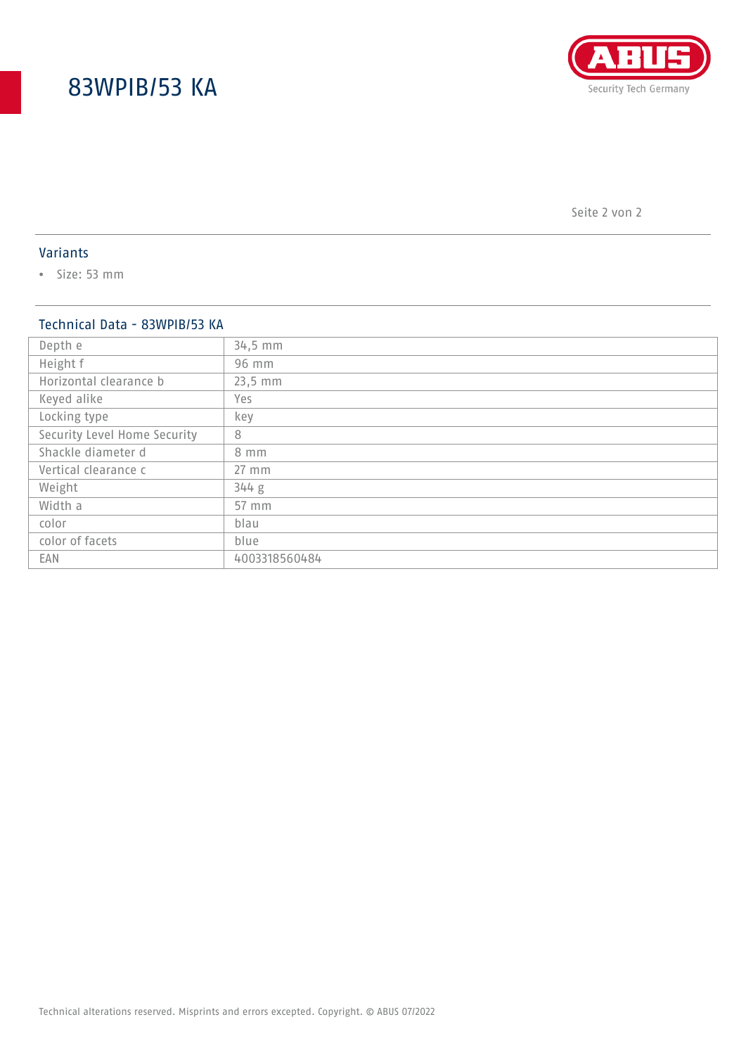# 83WPIB/53 KA

## Variants

- Size: 53 mm

## Technical Data - 83WPIB/53 KA

| | |
|---|---|
| Depth e | 34,5 mm |
| Height f | 96 mm |
| Horizontal clearance b | 23,5 mm |
| Keyed alike | Yes |
| Locking type | key |
| Security Level Home Security | 8 |
| Shackle diameter d | 8 mm |
| Vertical clearance c | 27 mm |
| Weight | 344 g |
| Width a | 57 mm |
| color | blau |
| color of facets | blue |
| EAN | 4003318560484 |

Technical alterations reserved. Misprints and errors excepted. Copyright. © ABUS 07/2022